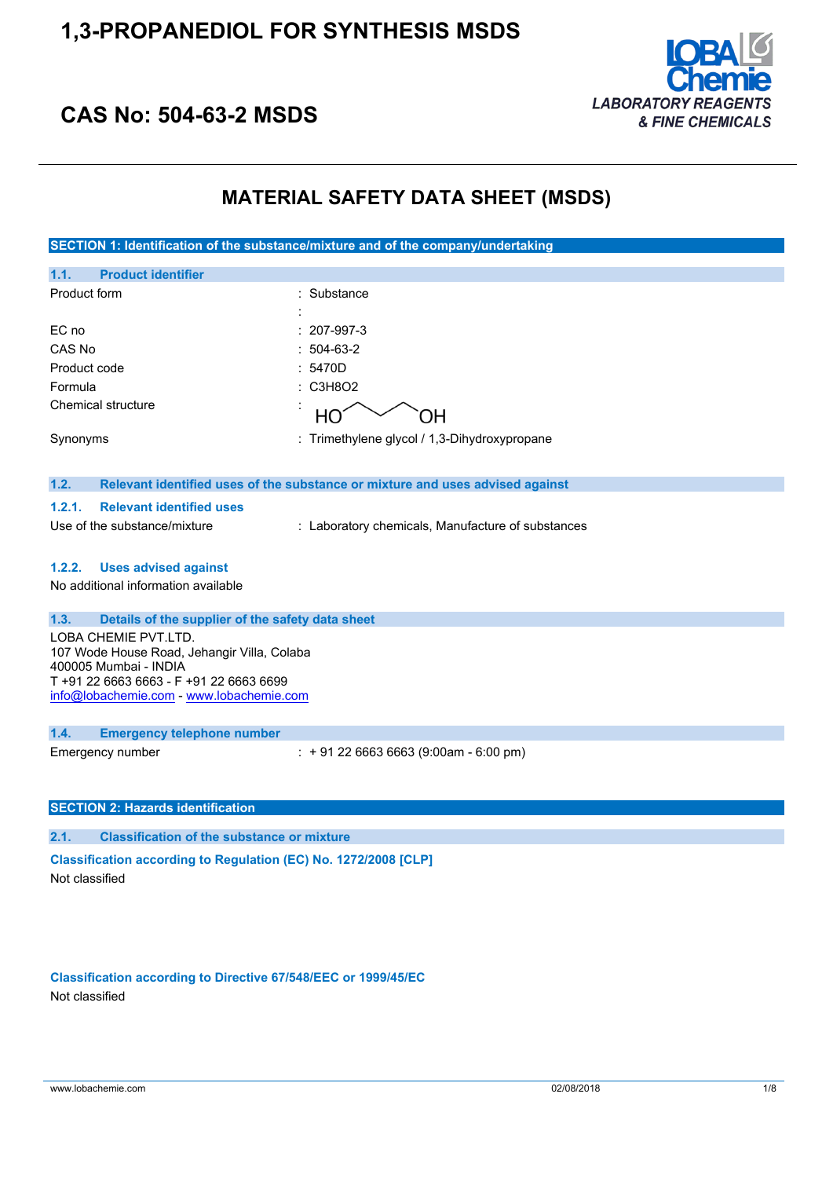# 1,3-PROPANEDIOL FOR SYNTHESIS MSDS

## CAS No: 504-63-2 MSDS

LOBA Chemie
LABORATORY REAGENTS & FINE CHEMICALS

# MATERIAL SAFETY DATA SHEET (MSDS)

## SECTION 1: Identification of the substance/mixture and of the company/undertaking

### 1.1. Product identifier

| | |
|---|---|
| Product form | : Substance |
| | : |
| EC no | : 207-997-3 |
| CAS No | : 504-63-2 |
| Product code | : 5470D |
| Formula | : $C3H8O2$ |
| Chemical structure | : HO~~~OH |
| Synonyms | : Trimethylene glycol / 1,3-Dihydroxypropane |

### 1.2. Relevant identified uses of the substance or mixture and uses advised against

#### 1.2.1. Relevant identified uses

Use of the substance/mixture : Laboratory chemicals, Manufacture of substances

#### 1.2.2. Uses advised against

No additional information available

### 1.3. Details of the supplier of the safety data sheet

LOBA CHEMIE PVT.LTD.
107 Wode House Road, Jehangir Villa, Colaba
400005 Mumbai - INDIA
T +91 22 6663 6663 - F +91 22 6663 6699
info@lobachemie.com - www.lobachemie.com

### 1.4. Emergency telephone number

Emergency number : + 91 22 6663 6663 (9:00am - 6:00 pm)

## SECTION 2: Hazards identification

### 2.1. Classification of the substance or mixture

**Classification according to Regulation (EC) No. 1272/2008 [CLP]**

Not classified

**Classification according to Directive 67/548/EEC or 1999/45/EC**

Not classified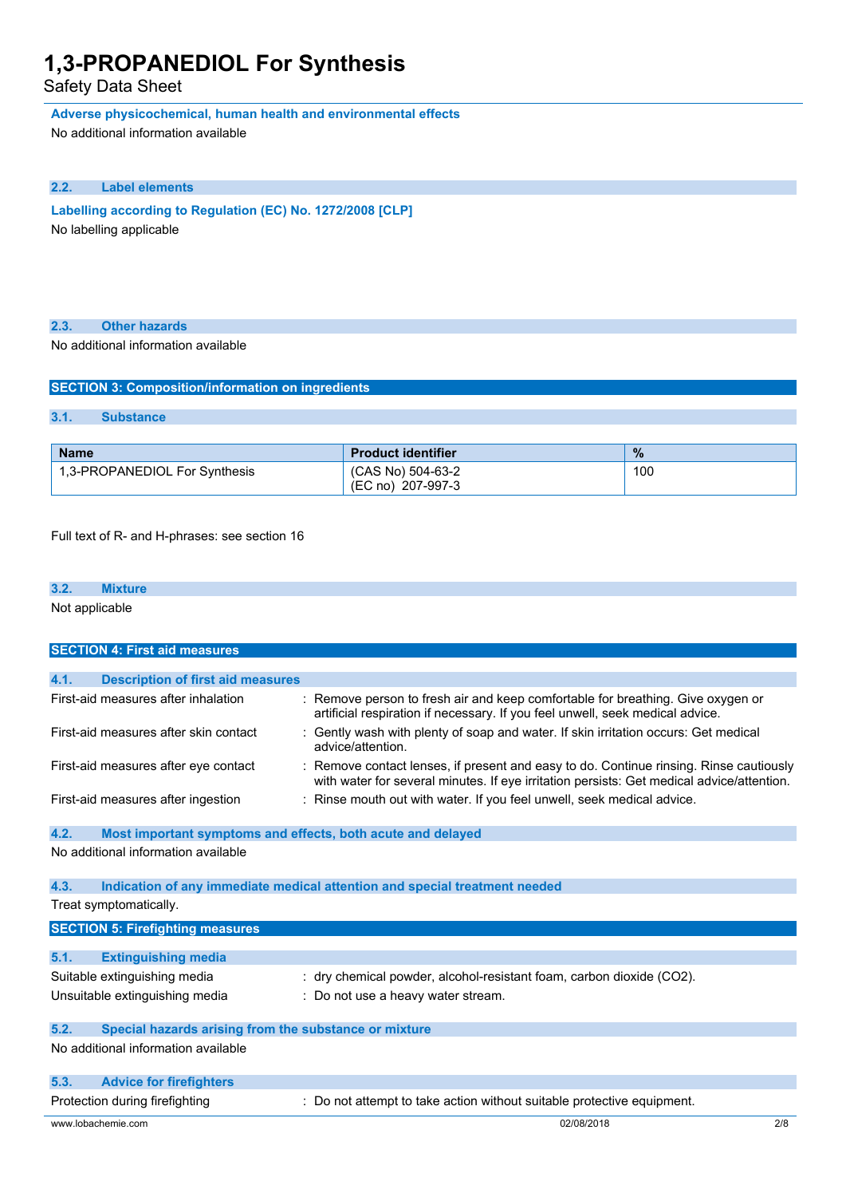**Adverse physicochemical, human health and environmental effects**

No additional information available

### 2.2. Label elements

**Labelling according to Regulation (EC) No. 1272/2008 [CLP]**

No labelling applicable

### 2.3. Other hazards

No additional information available

## SECTION 3: Composition/information on ingredients

### 3.1. Substance

| Name | Product identifier | % |
|---|---|---|
| 1,3-PROPANEDIOL For Synthesis | (CAS No) 504-63-2<br>(EC no) 207-997-3 | 100 |

Full text of R- and H-phrases: see section 16

### 3.2. Mixture

Not applicable

## SECTION 4: First aid measures

### 4.1. Description of first aid measures

First-aid measures after inhalation : Remove person to fresh air and keep comfortable for breathing. Give oxygen or artificial respiration if necessary. If you feel unwell, seek medical advice.

First-aid measures after skin contact : Gently wash with plenty of soap and water. If skin irritation occurs: Get medical advice/attention.

First-aid measures after eye contact : Remove contact lenses, if present and easy to do. Continue rinsing. Rinse cautiously with water for several minutes. If eye irritation persists: Get medical advice/attention.

First-aid measures after ingestion : Rinse mouth out with water. If you feel unwell, seek medical advice.

### 4.2. Most important symptoms and effects, both acute and delayed

No additional information available

### 4.3. Indication of any immediate medical attention and special treatment needed

Treat symptomatically.

## SECTION 5: Firefighting measures

### 5.1. Extinguishing media

Suitable extinguishing media : dry chemical powder, alcohol-resistant foam, carbon dioxide ($CO_2$).

Unsuitable extinguishing media : Do not use a heavy water stream.

### 5.2. Special hazards arising from the substance or mixture

No additional information available

### 5.3. Advice for firefighters

Protection during firefighting : Do not attempt to take action without suitable protective equipment.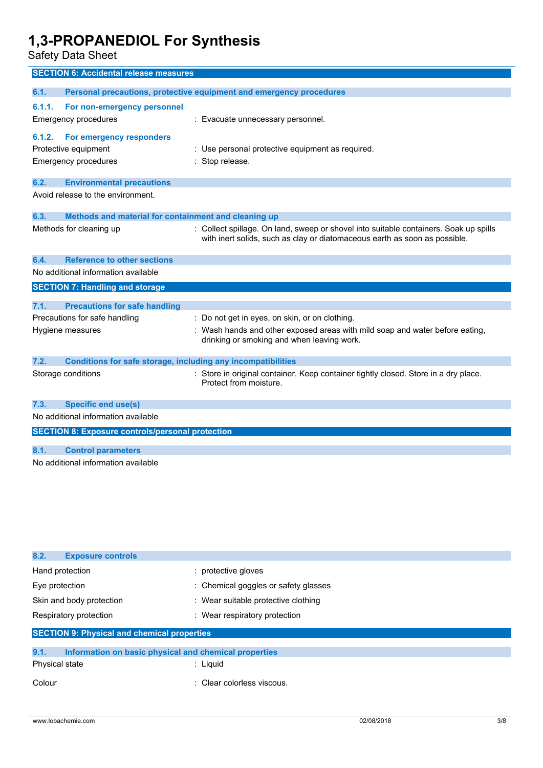## SECTION 6: Accidental release measures

### 6.1. Personal precautions, protective equipment and emergency procedures

#### 6.1.1. For non-emergency personnel

Emergency procedures : Evacuate unnecessary personnel.

#### 6.1.2. For emergency responders

Protective equipment : Use personal protective equipment as required.

Emergency procedures : Stop release.

### 6.2. Environmental precautions

Avoid release to the environment.

### 6.3. Methods and material for containment and cleaning up

Methods for cleaning up : Collect spillage. On land, sweep or shovel into suitable containers. Soak up spills with inert solids, such as clay or diatomaceous earth as soon as possible.

### 6.4. Reference to other sections

No additional information available

## SECTION 7: Handling and storage

### 7.1. Precautions for safe handling

Precautions for safe handling : Do not get in eyes, on skin, or on clothing.

Hygiene measures : Wash hands and other exposed areas with mild soap and water before eating, drinking or smoking and when leaving work.

### 7.2. Conditions for safe storage, including any incompatibilities

Storage conditions : Store in original container. Keep container tightly closed. Store in a dry place. Protect from moisture.

### 7.3. Specific end use(s)

No additional information available

## SECTION 8: Exposure controls/personal protection

### 8.1. Control parameters

No additional information available

### 8.2. Exposure controls

Hand protection : protective gloves

Eye protection : Chemical goggles or safety glasses

Skin and body protection : Wear suitable protective clothing

Respiratory protection : Wear respiratory protection

## SECTION 9: Physical and chemical properties

### 9.1. Information on basic physical and chemical properties

Physical state : Liquid

Colour : Clear colorless viscous.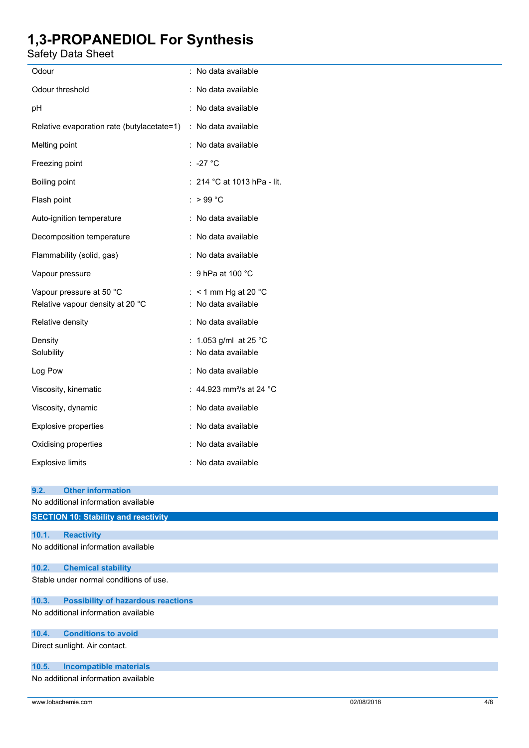| | |
|---|---|
| Odour | : No data available |
| Odour threshold | : No data available |
| pH | : No data available |
| Relative evaporation rate (butylacetate=1) | : No data available |
| Melting point | : No data available |
| Freezing point | : -27 °C |
| Boiling point | : 214 °C at 1013 hPa - lit. |
| Flash point | : > 99 °C |
| Auto-ignition temperature | : No data available |
| Decomposition temperature | : No data available |
| Flammability (solid, gas) | : No data available |
| Vapour pressure | : 9 hPa at 100 °C |
| Vapour pressure at 50 °C | : < 1 mm Hg at 20 °C |
| Relative vapour density at 20 °C | : No data available |
| Relative density | : No data available |
| Density | : 1.053 g/ml at 25 °C |
| Solubility | : No data available |
| Log Pow | : No data available |
| Viscosity, kinematic | : 44.923 $mm^2/s$ at 24 °C |
| Viscosity, dynamic | : No data available |
| Explosive properties | : No data available |
| Oxidising properties | : No data available |
| Explosive limits | : No data available |

### 9.2. Other information

No additional information available

## SECTION 10: Stability and reactivity

### 10.1. Reactivity

No additional information available

### 10.2. Chemical stability

Stable under normal conditions of use.

### 10.3. Possibility of hazardous reactions

No additional information available

### 10.4. Conditions to avoid

Direct sunlight. Air contact.

### 10.5. Incompatible materials

No additional information available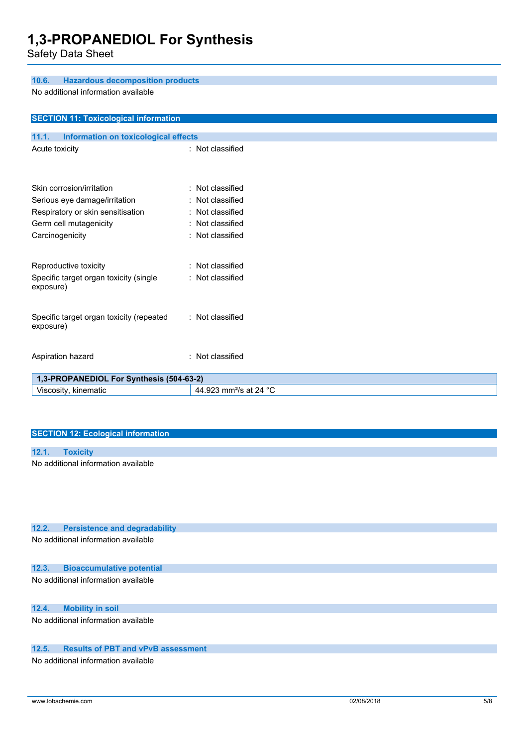### 10.6. Hazardous decomposition products

No additional information available

## SECTION 11: Toxicological information

### 11.1. Information on toxicological effects

Acute toxicity : Not classified

Skin corrosion/irritation : Not classified

Serious eye damage/irritation : Not classified

Respiratory or skin sensitisation : Not classified

Germ cell mutagenicity : Not classified

Carcinogenicity : Not classified

Reproductive toxicity : Not classified

Specific target organ toxicity (single exposure) : Not classified

Specific target organ toxicity (repeated exposure) : Not classified

Aspiration hazard : Not classified

| 1,3-PROPANEDIOL For Synthesis (504-63-2) | |
|---|---|
| Viscosity, kinematic | 44.923 $mm^2/s$ at 24 °C |

## SECTION 12: Ecological information

### 12.1. Toxicity

No additional information available

### 12.2. Persistence and degradability

No additional information available

### 12.3. Bioaccumulative potential

No additional information available

### 12.4. Mobility in soil

No additional information available

### 12.5. Results of PBT and vPvB assessment

No additional information available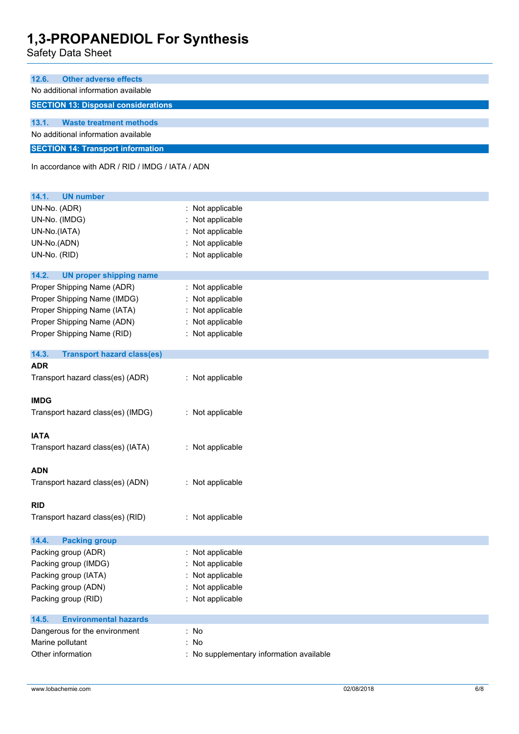### 12.6. Other adverse effects

No additional information available

## SECTION 13: Disposal considerations

### 13.1. Waste treatment methods

No additional information available

## SECTION 14: Transport information

In accordance with ADR / RID / IMDG / IATA / ADN

### 14.1. UN number

| | |
|---|---|
| UN-No. (ADR) | : Not applicable |
| UN-No. (IMDG) | : Not applicable |
| UN-No.(IATA) | : Not applicable |
| UN-No.(ADN) | : Not applicable |
| UN-No. (RID) | : Not applicable |

### 14.2. UN proper shipping name

| | |
|---|---|
| Proper Shipping Name (ADR) | : Not applicable |
| Proper Shipping Name (IMDG) | : Not applicable |
| Proper Shipping Name (IATA) | : Not applicable |
| Proper Shipping Name (ADN) | : Not applicable |
| Proper Shipping Name (RID) | : Not applicable |

### 14.3. Transport hazard class(es)

**ADR**

| | |
|---|---|
| Transport hazard class(es) (ADR) | : Not applicable |

**IMDG**

| | |
|---|---|
| Transport hazard class(es) (IMDG) | : Not applicable |

**IATA**

| | |
|---|---|
| Transport hazard class(es) (IATA) | : Not applicable |

**ADN**

| | |
|---|---|
| Transport hazard class(es) (ADN) | : Not applicable |

**RID**

| | |
|---|---|
| Transport hazard class(es) (RID) | : Not applicable |

### 14.4. Packing group

| | |
|---|---|
| Packing group (ADR) | : Not applicable |
| Packing group (IMDG) | : Not applicable |
| Packing group (IATA) | : Not applicable |
| Packing group (ADN) | : Not applicable |
| Packing group (RID) | : Not applicable |

### 14.5. Environmental hazards

| | |
|---|---|
| Dangerous for the environment | : No |
| Marine pollutant | : No |
| Other information | : No supplementary information available |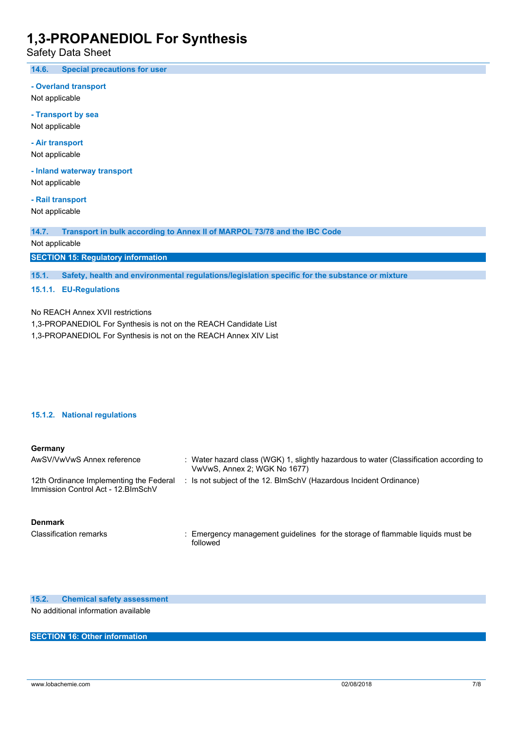### 14.6. Special precautions for user

**- Overland transport**

Not applicable

**- Transport by sea**

Not applicable

**- Air transport**

Not applicable

**- Inland waterway transport**

Not applicable

**- Rail transport**

Not applicable

### 14.7. Transport in bulk according to Annex II of MARPOL 73/78 and the IBC Code

Not applicable

## SECTION 15: Regulatory information

### 15.1. Safety, health and environmental regulations/legislation specific for the substance or mixture

#### 15.1.1. EU-Regulations

No REACH Annex XVII restrictions

1,3-PROPANEDIOL For Synthesis is not on the REACH Candidate List

1,3-PROPANEDIOL For Synthesis is not on the REACH Annex XIV List

#### 15.1.2. National regulations

**Germany**

| | |
|---|---|
| AwSV/VwVwS Annex reference | : Water hazard class (WGK) 1, slightly hazardous to water (Classification according to VwVwS, Annex 2; WGK No 1677) |
| 12th Ordinance Implementing the Federal Immission Control Act - 12.BImSchV | : Is not subject of the 12. BlmSchV (Hazardous Incident Ordinance) |

**Denmark**

| | |
|---|---|
| Classification remarks | : Emergency management guidelines for the storage of flammable liquids must be followed |

### 15.2. Chemical safety assessment

No additional information available

## SECTION 16: Other information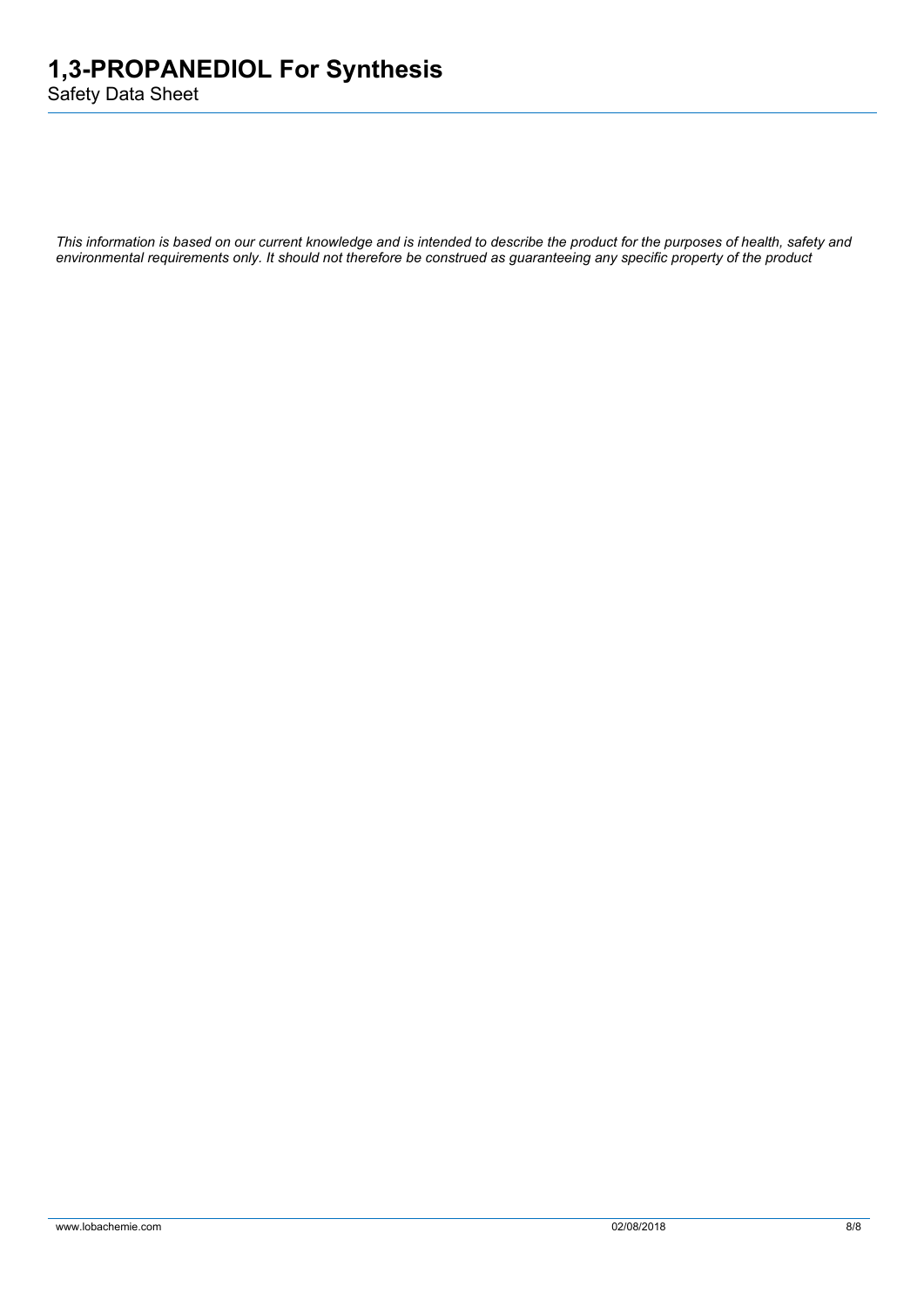*This information is based on our current knowledge and is intended to describe the product for the purposes of health, safety and environmental requirements only. It should not therefore be construed as guaranteeing any specific property of the product*